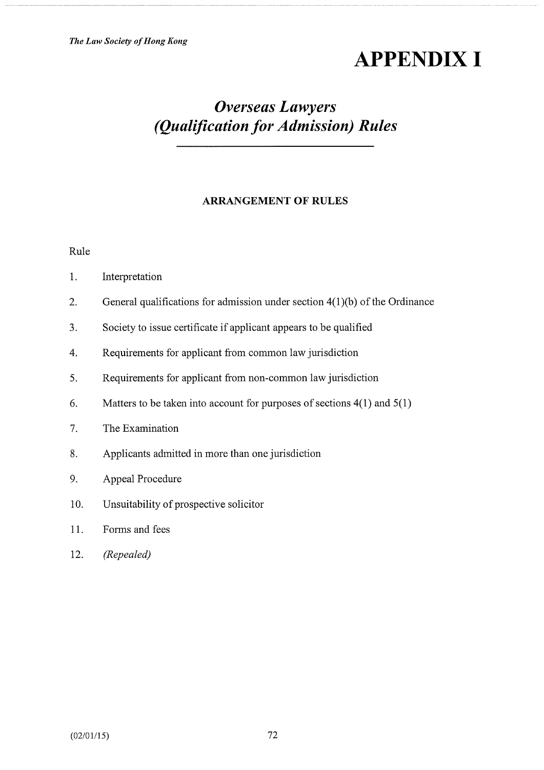# APPENDIX I

## *Overseas Lawyers (Qualification for Admission) Rules*

### ARRANGEMENT OF RULES

Rule

1. Interpretation
2. General qualifications for admission under section 4(1)(b) of the Ordinance
3. Society to issue certificate if applicant appears to be qualified
4. Requirements for applicant from common law jurisdiction
5. Requirements for applicant from non-common law jurisdiction
6. Matters to be taken into account for purposes of sections 4(1) and 5(1)
7. The Examination
8. Applicants admitted in more than one jurisdiction
9. Appeal Procedure
10. Unsuitability of prospective solicitor
11. Forms and fees
12. *(Repealed)*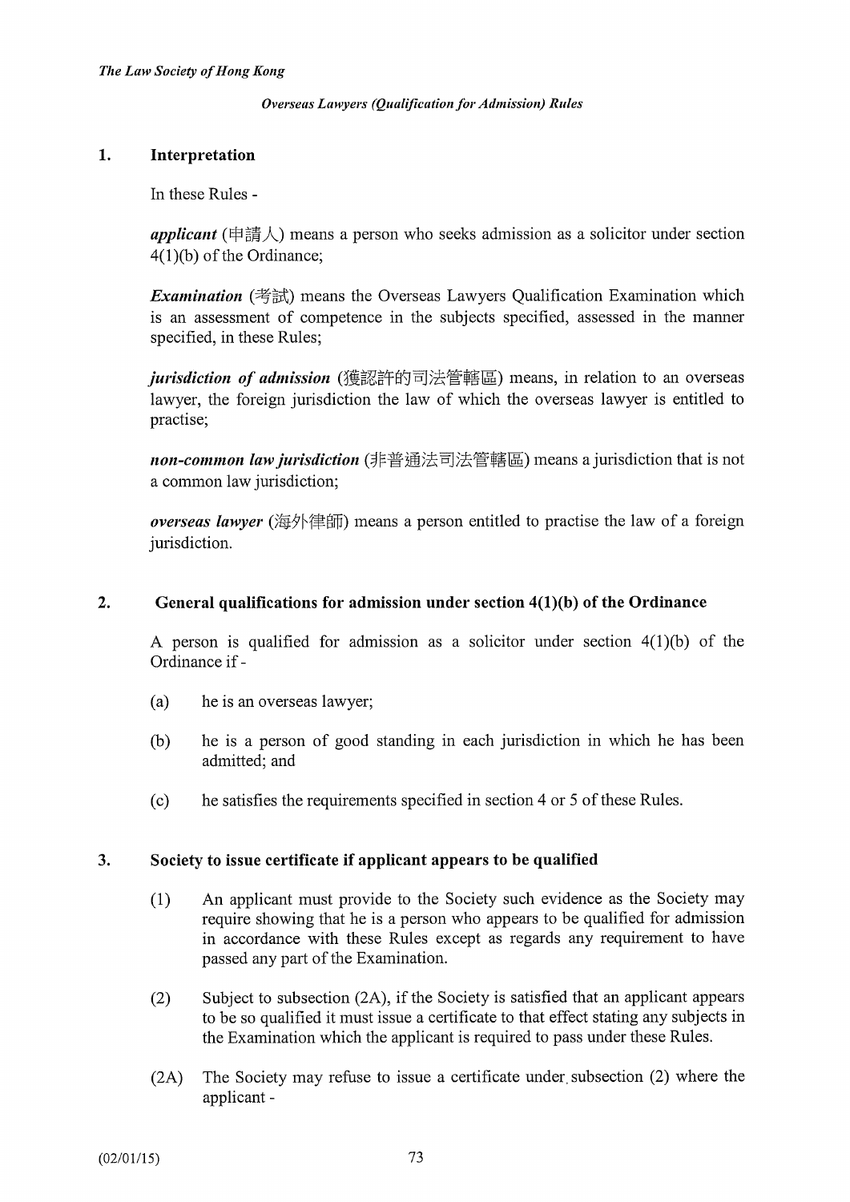*Overseas Lawyers (Qualification for Admission) Rules*

## 1. Interpretation

In these Rules -

***applicant*** (申請人) means a person who seeks admission as a solicitor under section 4(1)(b) of the Ordinance;

***Examination*** (考試) means the Overseas Lawyers Qualification Examination which is an assessment of competence in the subjects specified, assessed in the manner specified, in these Rules;

***jurisdiction of admission*** (獲認許的司法管轄區) means, in relation to an overseas lawyer, the foreign jurisdiction the law of which the overseas lawyer is entitled to practise;

***non-common law jurisdiction*** (非普通法司法管轄區) means a jurisdiction that is not a common law jurisdiction;

***overseas lawyer*** (海外律師) means a person entitled to practise the law of a foreign jurisdiction.

## 2. General qualifications for admission under section 4(1)(b) of the Ordinance

A person is qualified for admission as a solicitor under section 4(1)(b) of the Ordinance if -

(a) he is an overseas lawyer;

(b) he is a person of good standing in each jurisdiction in which he has been admitted; and

(c) he satisfies the requirements specified in section 4 or 5 of these Rules.

## 3. Society to issue certificate if applicant appears to be qualified

(1) An applicant must provide to the Society such evidence as the Society may require showing that he is a person who appears to be qualified for admission in accordance with these Rules except as regards any requirement to have passed any part of the Examination.

(2) Subject to subsection (2A), if the Society is satisfied that an applicant appears to be so qualified it must issue a certificate to that effect stating any subjects in the Examination which the applicant is required to pass under these Rules.

(2A) The Society may refuse to issue a certificate under subsection (2) where the applicant -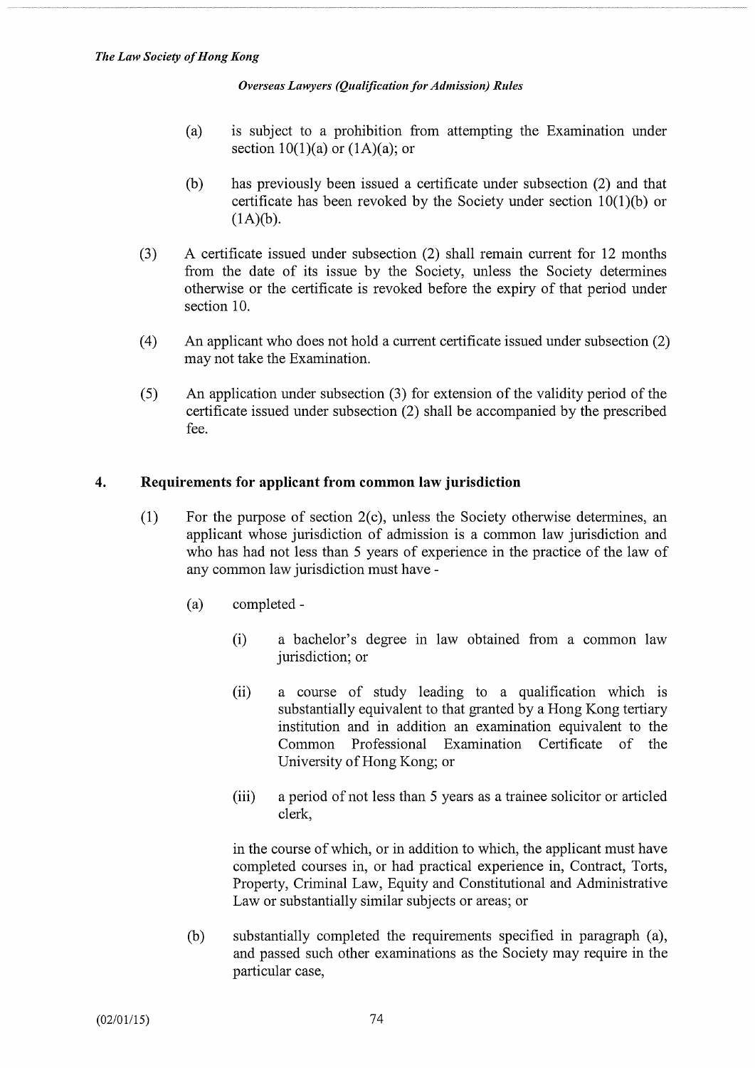(a) is subject to a prohibition from attempting the Examination under section 10(1)(a) or (1A)(a); or

(b) has previously been issued a certificate under subsection (2) and that certificate has been revoked by the Society under section 10(1)(b) or (1A)(b).

(3) A certificate issued under subsection (2) shall remain current for 12 months from the date of its issue by the Society, unless the Society determines otherwise or the certificate is revoked before the expiry of that period under section 10.

(4) An applicant who does not hold a current certificate issued under subsection (2) may not take the Examination.

(5) An application under subsection (3) for extension of the validity period of the certificate issued under subsection (2) shall be accompanied by the prescribed fee.

## 4. Requirements for applicant from common law jurisdiction

(1) For the purpose of section 2(c), unless the Society otherwise determines, an applicant whose jurisdiction of admission is a common law jurisdiction and who has had not less than 5 years of experience in the practice of the law of any common law jurisdiction must have -

(a) completed -

(i) a bachelor's degree in law obtained from a common law jurisdiction; or

(ii) a course of study leading to a qualification which is substantially equivalent to that granted by a Hong Kong tertiary institution and in addition an examination equivalent to the Common Professional Examination Certificate of the University of Hong Kong; or

(iii) a period of not less than 5 years as a trainee solicitor or articled clerk,

in the course of which, or in addition to which, the applicant must have completed courses in, or had practical experience in, Contract, Torts, Property, Criminal Law, Equity and Constitutional and Administrative Law or substantially similar subjects or areas; or

(b) substantially completed the requirements specified in paragraph (a), and passed such other examinations as the Society may require in the particular case,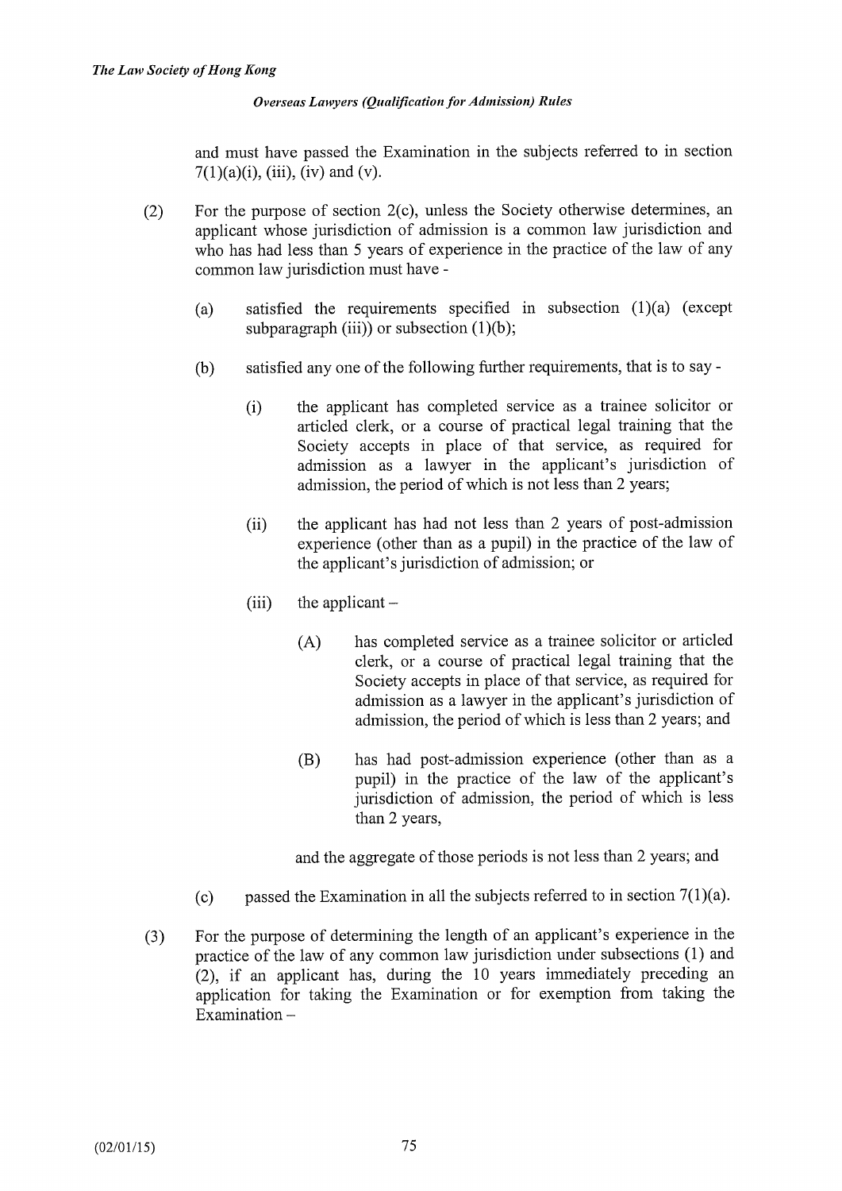and must have passed the Examination in the subjects referred to in section 7(1)(a)(i), (iii), (iv) and (v).

(2) For the purpose of section 2(c), unless the Society otherwise determines, an applicant whose jurisdiction of admission is a common law jurisdiction and who has had less than 5 years of experience in the practice of the law of any common law jurisdiction must have -

 (a) satisfied the requirements specified in subsection (1)(a) (except subparagraph (iii)) or subsection (1)(b);

 (b) satisfied any one of the following further requirements, that is to say -

  (i) the applicant has completed service as a trainee solicitor or articled clerk, or a course of practical legal training that the Society accepts in place of that service, as required for admission as a lawyer in the applicant's jurisdiction of admission, the period of which is not less than 2 years;

  (ii) the applicant has had not less than 2 years of post-admission experience (other than as a pupil) in the practice of the law of the applicant's jurisdiction of admission; or

  (iii) the applicant –

   (A) has completed service as a trainee solicitor or articled clerk, or a course of practical legal training that the Society accepts in place of that service, as required for admission as a lawyer in the applicant's jurisdiction of admission, the period of which is less than 2 years; and

   (B) has had post-admission experience (other than as a pupil) in the practice of the law of the applicant's jurisdiction of admission, the period of which is less than 2 years,

  and the aggregate of those periods is not less than 2 years; and

 (c) passed the Examination in all the subjects referred to in section 7(1)(a).

(3) For the purpose of determining the length of an applicant's experience in the practice of the law of any common law jurisdiction under subsections (1) and (2), if an applicant has, during the 10 years immediately preceding an application for taking the Examination or for exemption from taking the Examination –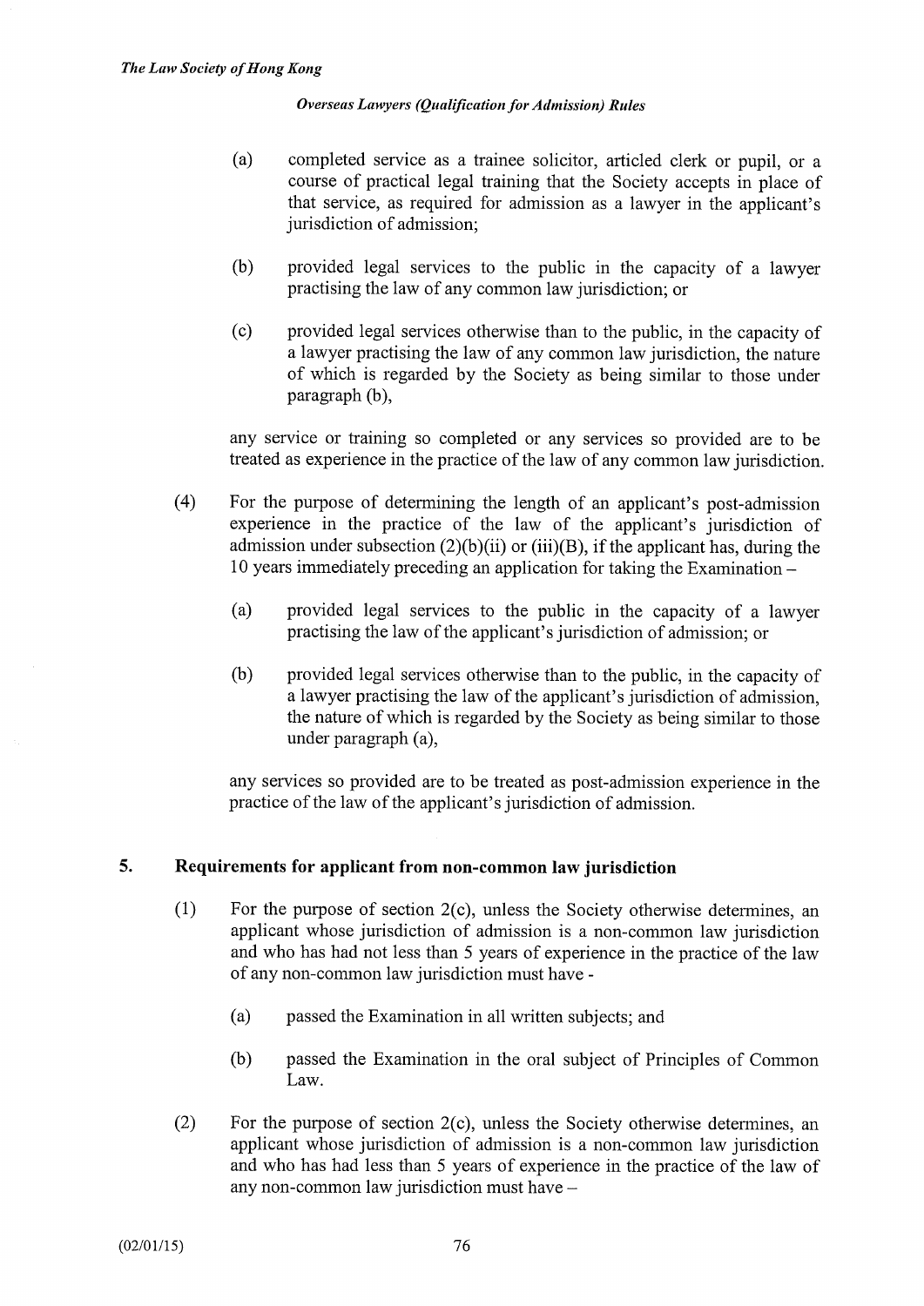(a) completed service as a trainee solicitor, articled clerk or pupil, or a course of practical legal training that the Society accepts in place of that service, as required for admission as a lawyer in the applicant's jurisdiction of admission;

(b) provided legal services to the public in the capacity of a lawyer practising the law of any common law jurisdiction; or

(c) provided legal services otherwise than to the public, in the capacity of a lawyer practising the law of any common law jurisdiction, the nature of which is regarded by the Society as being similar to those under paragraph (b),

any service or training so completed or any services so provided are to be treated as experience in the practice of the law of any common law jurisdiction.

(4) For the purpose of determining the length of an applicant's post-admission experience in the practice of the law of the applicant's jurisdiction of admission under subsection (2)(b)(ii) or (iii)(B), if the applicant has, during the 10 years immediately preceding an application for taking the Examination –

(a) provided legal services to the public in the capacity of a lawyer practising the law of the applicant's jurisdiction of admission; or

(b) provided legal services otherwise than to the public, in the capacity of a lawyer practising the law of the applicant's jurisdiction of admission, the nature of which is regarded by the Society as being similar to those under paragraph (a),

any services so provided are to be treated as post-admission experience in the practice of the law of the applicant's jurisdiction of admission.

## 5. Requirements for applicant from non-common law jurisdiction

(1) For the purpose of section 2(c), unless the Society otherwise determines, an applicant whose jurisdiction of admission is a non-common law jurisdiction and who has had not less than 5 years of experience in the practice of the law of any non-common law jurisdiction must have -

(a) passed the Examination in all written subjects; and

(b) passed the Examination in the oral subject of Principles of Common Law.

(2) For the purpose of section 2(c), unless the Society otherwise determines, an applicant whose jurisdiction of admission is a non-common law jurisdiction and who has had less than 5 years of experience in the practice of the law of any non-common law jurisdiction must have –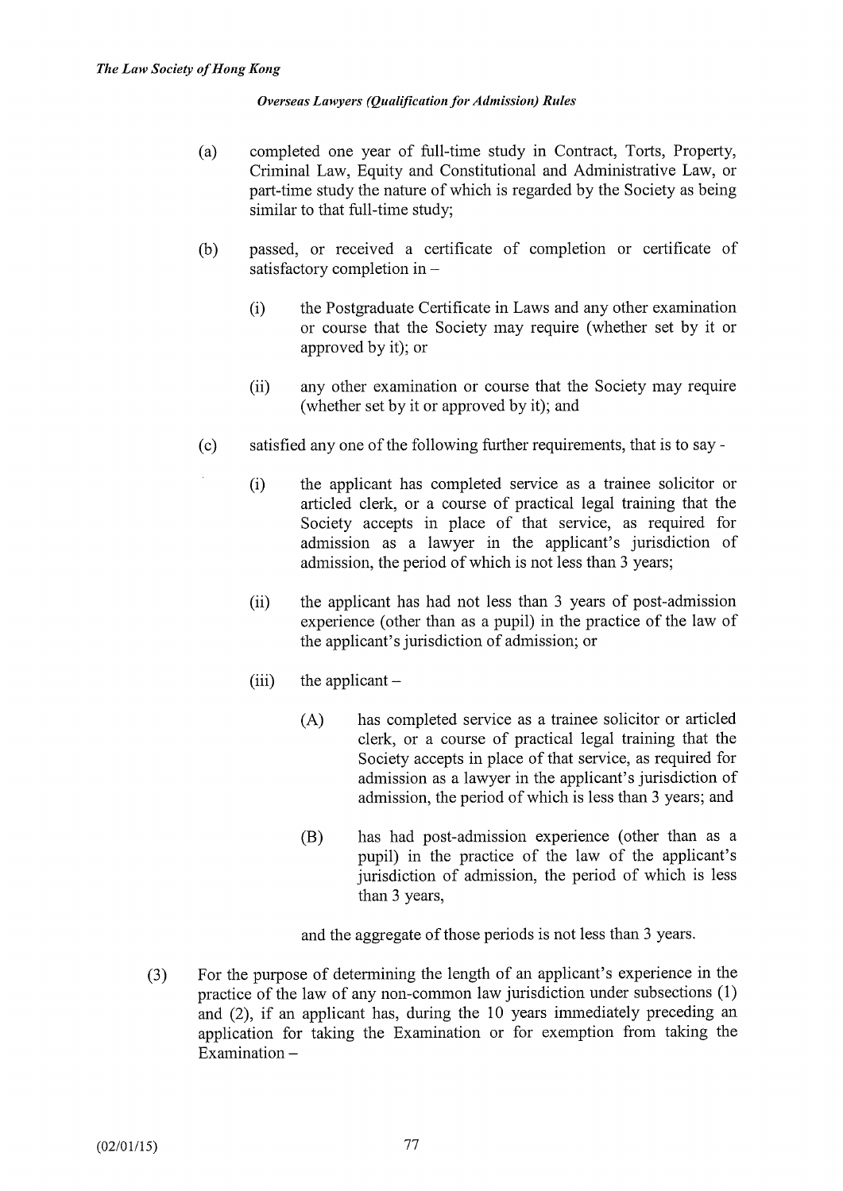(a) completed one year of full-time study in Contract, Torts, Property, Criminal Law, Equity and Constitutional and Administrative Law, or part-time study the nature of which is regarded by the Society as being similar to that full-time study;

(b) passed, or received a certificate of completion or certificate of satisfactory completion in –

  (i) the Postgraduate Certificate in Laws and any other examination or course that the Society may require (whether set by it or approved by it); or

  (ii) any other examination or course that the Society may require (whether set by it or approved by it); and

(c) satisfied any one of the following further requirements, that is to say -

  (i) the applicant has completed service as a trainee solicitor or articled clerk, or a course of practical legal training that the Society accepts in place of that service, as required for admission as a lawyer in the applicant's jurisdiction of admission, the period of which is not less than 3 years;

  (ii) the applicant has had not less than 3 years of post-admission experience (other than as a pupil) in the practice of the law of the applicant's jurisdiction of admission; or

  (iii) the applicant –

    (A) has completed service as a trainee solicitor or articled clerk, or a course of practical legal training that the Society accepts in place of that service, as required for admission as a lawyer in the applicant's jurisdiction of admission, the period of which is less than 3 years; and

    (B) has had post-admission experience (other than as a pupil) in the practice of the law of the applicant's jurisdiction of admission, the period of which is less than 3 years,

  and the aggregate of those periods is not less than 3 years.

(3) For the purpose of determining the length of an applicant's experience in the practice of the law of any non-common law jurisdiction under subsections (1) and (2), if an applicant has, during the 10 years immediately preceding an application for taking the Examination or for exemption from taking the Examination –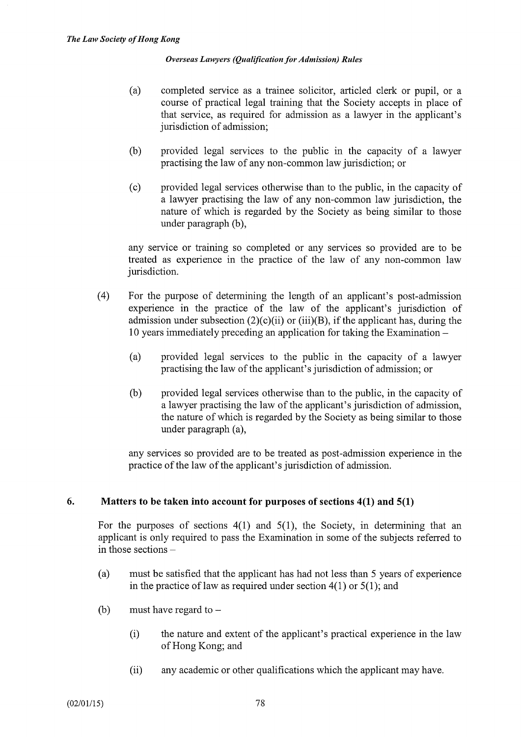(a) completed service as a trainee solicitor, articled clerk or pupil, or a course of practical legal training that the Society accepts in place of that service, as required for admission as a lawyer in the applicant's jurisdiction of admission;

(b) provided legal services to the public in the capacity of a lawyer practising the law of any non-common law jurisdiction; or

(c) provided legal services otherwise than to the public, in the capacity of a lawyer practising the law of any non-common law jurisdiction, the nature of which is regarded by the Society as being similar to those under paragraph (b),

any service or training so completed or any services so provided are to be treated as experience in the practice of the law of any non-common law jurisdiction.

(4) For the purpose of determining the length of an applicant's post-admission experience in the practice of the law of the applicant's jurisdiction of admission under subsection (2)(c)(ii) or (iii)(B), if the applicant has, during the 10 years immediately preceding an application for taking the Examination –

(a) provided legal services to the public in the capacity of a lawyer practising the law of the applicant's jurisdiction of admission; or

(b) provided legal services otherwise than to the public, in the capacity of a lawyer practising the law of the applicant's jurisdiction of admission, the nature of which is regarded by the Society as being similar to those under paragraph (a),

any services so provided are to be treated as post-admission experience in the practice of the law of the applicant's jurisdiction of admission.

## 6. Matters to be taken into account for purposes of sections 4(1) and 5(1)

For the purposes of sections 4(1) and 5(1), the Society, in determining that an applicant is only required to pass the Examination in some of the subjects referred to in those sections –

(a) must be satisfied that the applicant has had not less than 5 years of experience in the practice of law as required under section 4(1) or 5(1); and

(b) must have regard to –

(i) the nature and extent of the applicant's practical experience in the law of Hong Kong; and

(ii) any academic or other qualifications which the applicant may have.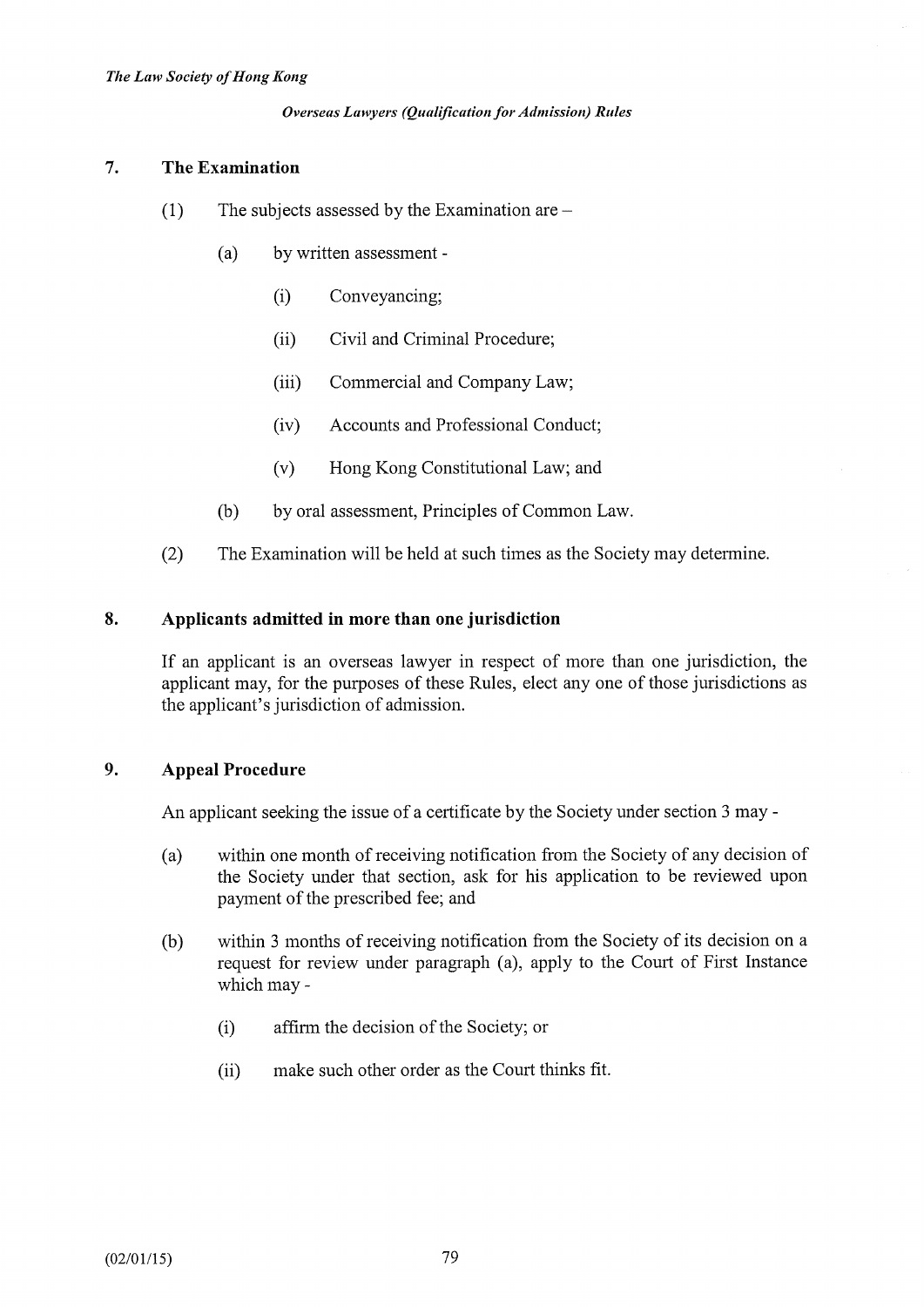## 7. The Examination

(1) The subjects assessed by the Examination are –

(a) by written assessment -

(i) Conveyancing;

(ii) Civil and Criminal Procedure;

(iii) Commercial and Company Law;

(iv) Accounts and Professional Conduct;

(v) Hong Kong Constitutional Law; and

(b) by oral assessment, Principles of Common Law.

(2) The Examination will be held at such times as the Society may determine.

## 8. Applicants admitted in more than one jurisdiction

If an applicant is an overseas lawyer in respect of more than one jurisdiction, the applicant may, for the purposes of these Rules, elect any one of those jurisdictions as the applicant's jurisdiction of admission.

## 9. Appeal Procedure

An applicant seeking the issue of a certificate by the Society under section 3 may -

(a) within one month of receiving notification from the Society of any decision of the Society under that section, ask for his application to be reviewed upon payment of the prescribed fee; and

(b) within 3 months of receiving notification from the Society of its decision on a request for review under paragraph (a), apply to the Court of First Instance which may -

(i) affirm the decision of the Society; or

(ii) make such other order as the Court thinks fit.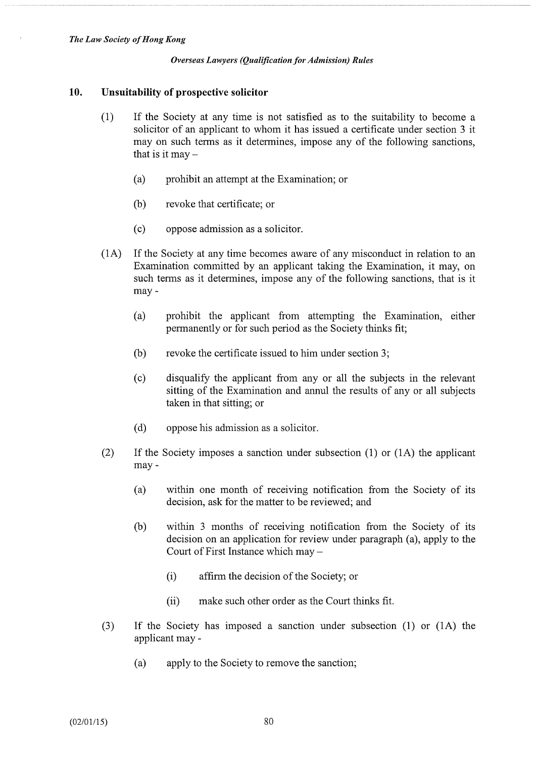## 10. Unsuitability of prospective solicitor

(1) If the Society at any time is not satisfied as to the suitability to become a solicitor of an applicant to whom it has issued a certificate under section 3 it may on such terms as it determines, impose any of the following sanctions, that is it may –

  (a) prohibit an attempt at the Examination; or

  (b) revoke that certificate; or

  (c) oppose admission as a solicitor.

(1A) If the Society at any time becomes aware of any misconduct in relation to an Examination committed by an applicant taking the Examination, it may, on such terms as it determines, impose any of the following sanctions, that is it may -

  (a) prohibit the applicant from attempting the Examination, either permanently or for such period as the Society thinks fit;

  (b) revoke the certificate issued to him under section 3;

  (c) disqualify the applicant from any or all the subjects in the relevant sitting of the Examination and annul the results of any or all subjects taken in that sitting; or

  (d) oppose his admission as a solicitor.

(2) If the Society imposes a sanction under subsection (1) or (1A) the applicant may -

  (a) within one month of receiving notification from the Society of its decision, ask for the matter to be reviewed; and

  (b) within 3 months of receiving notification from the Society of its decision on an application for review under paragraph (a), apply to the Court of First Instance which may –

    (i) affirm the decision of the Society; or

    (ii) make such other order as the Court thinks fit.

(3) If the Society has imposed a sanction under subsection (1) or (1A) the applicant may -

  (a) apply to the Society to remove the sanction;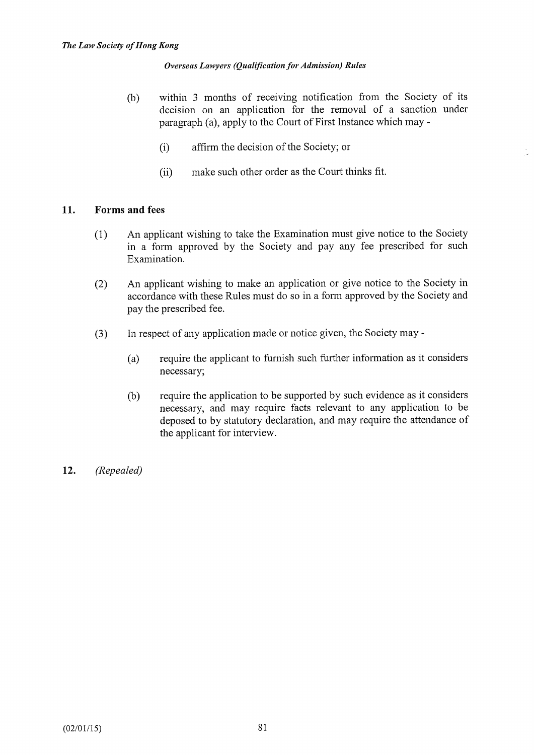(b) within 3 months of receiving notification from the Society of its decision on an application for the removal of a sanction under paragraph (a), apply to the Court of First Instance which may -

   (i) affirm the decision of the Society; or

   (ii) make such other order as the Court thinks fit.

## 11. Forms and fees

(1) An applicant wishing to take the Examination must give notice to the Society in a form approved by the Society and pay any fee prescribed for such Examination.

(2) An applicant wishing to make an application or give notice to the Society in accordance with these Rules must do so in a form approved by the Society and pay the prescribed fee.

(3) In respect of any application made or notice given, the Society may -

   (a) require the applicant to furnish such further information as it considers necessary;

   (b) require the application to be supported by such evidence as it considers necessary, and may require facts relevant to any application to be deposed to by statutory declaration, and may require the attendance of the applicant for interview.

## 12. *(Repealed)*